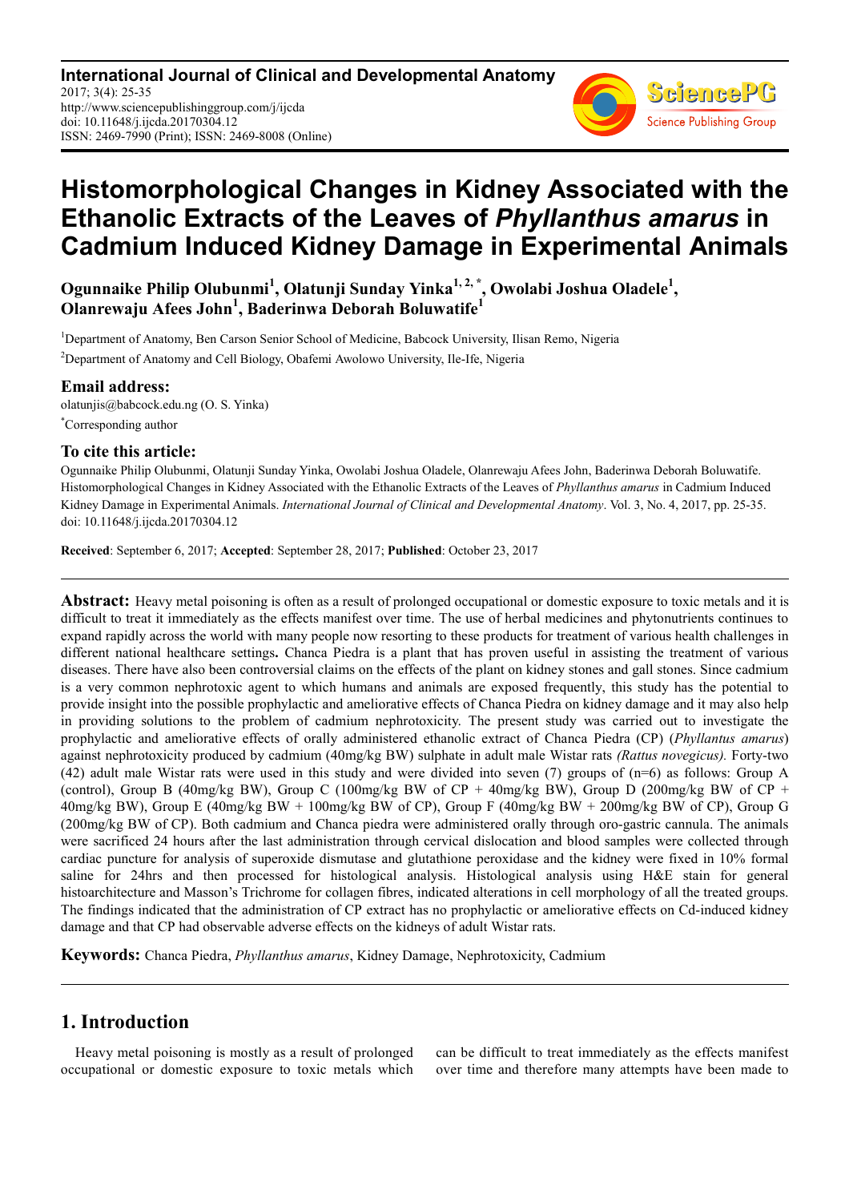# Histomorphological Changes in Kidney Associated with the Ethanolic Extracts of the Leaves of *Phyllanthus amarus* in Cadmium Induced Kidney Damage in Experimental Animals

**Ogunnaike Philip Olubunmi[1], Olatunji Sunday Yinka[1, 2, *], Owolabi Joshua Oladele[1], Olanrewaju Afees John[1], Baderinwa Deborah Boluwatife[1]**

[1]Department of Anatomy, Ben Carson Senior School of Medicine, Babcock University, Ilisan Remo, Nigeria

[2]Department of Anatomy and Cell Biology, Obafemi Awolowo University, Ile-Ife, Nigeria

## Email address:

olatunjis@babcock.edu.ng (O. S. Yinka)

[*]Corresponding author

## To cite this article:

Ogunnaike Philip Olubunmi, Olatunji Sunday Yinka, Owolabi Joshua Oladele, Olanrewaju Afees John, Baderinwa Deborah Boluwatife. Histomorphological Changes in Kidney Associated with the Ethanolic Extracts of the Leaves of *Phyllanthus amarus* in Cadmium Induced Kidney Damage in Experimental Animals. *International Journal of Clinical and Developmental Anatomy*. Vol. 3, No. 4, 2017, pp. 25-35. doi: 10.11648/j.ijcda.20170304.12

**Received**: September 6, 2017; **Accepted**: September 28, 2017; **Published**: October 23, 2017

**Abstract:** Heavy metal poisoning is often as a result of prolonged occupational or domestic exposure to toxic metals and it is difficult to treat it immediately as the effects manifest over time. The use of herbal medicines and phytonutrients continues to expand rapidly across the world with many people now resorting to these products for treatment of various health challenges in different national healthcare settings**.** Chanca Piedra is a plant that has proven useful in assisting the treatment of various diseases. There have also been controversial claims on the effects of the plant on kidney stones and gall stones. Since cadmium is a very common nephrotoxic agent to which humans and animals are exposed frequently, this study has the potential to provide insight into the possible prophylactic and ameliorative effects of Chanca Piedra on kidney damage and it may also help in providing solutions to the problem of cadmium nephrotoxicity. The present study was carried out to investigate the prophylactic and ameliorative effects of orally administered ethanolic extract of Chanca Piedra (CP) (*Phyllantus amarus*) against nephrotoxicity produced by cadmium (40mg/kg BW) sulphate in adult male Wistar rats *(Rattus novegicus).* Forty-two (42) adult male Wistar rats were used in this study and were divided into seven (7) groups of (n=6) as follows: Group A (control), Group B (40mg/kg BW), Group C (100mg/kg BW of CP + 40mg/kg BW), Group D (200mg/kg BW of CP + 40mg/kg BW), Group E (40mg/kg BW + 100mg/kg BW of CP), Group F (40mg/kg BW + 200mg/kg BW of CP), Group G (200mg/kg BW of CP). Both cadmium and Chanca piedra were administered orally through oro-gastric cannula. The animals were sacrificed 24 hours after the last administration through cervical dislocation and blood samples were collected through cardiac puncture for analysis of superoxide dismutase and glutathione peroxidase and the kidney were fixed in 10% formal saline for 24hrs and then processed for histological analysis. Histological analysis using H&E stain for general histoarchitecture and Masson's Trichrome for collagen fibres, indicated alterations in cell morphology of all the treated groups. The findings indicated that the administration of CP extract has no prophylactic or ameliorative effects on Cd-induced kidney damage and that CP had observable adverse effects on the kidneys of adult Wistar rats.

**Keywords:** Chanca Piedra, *Phyllanthus amarus*, Kidney Damage, Nephrotoxicity, Cadmium

## 1. Introduction

Heavy metal poisoning is mostly as a result of prolonged occupational or domestic exposure to toxic metals which can be difficult to treat immediately as the effects manifest over time and therefore many attempts have been made to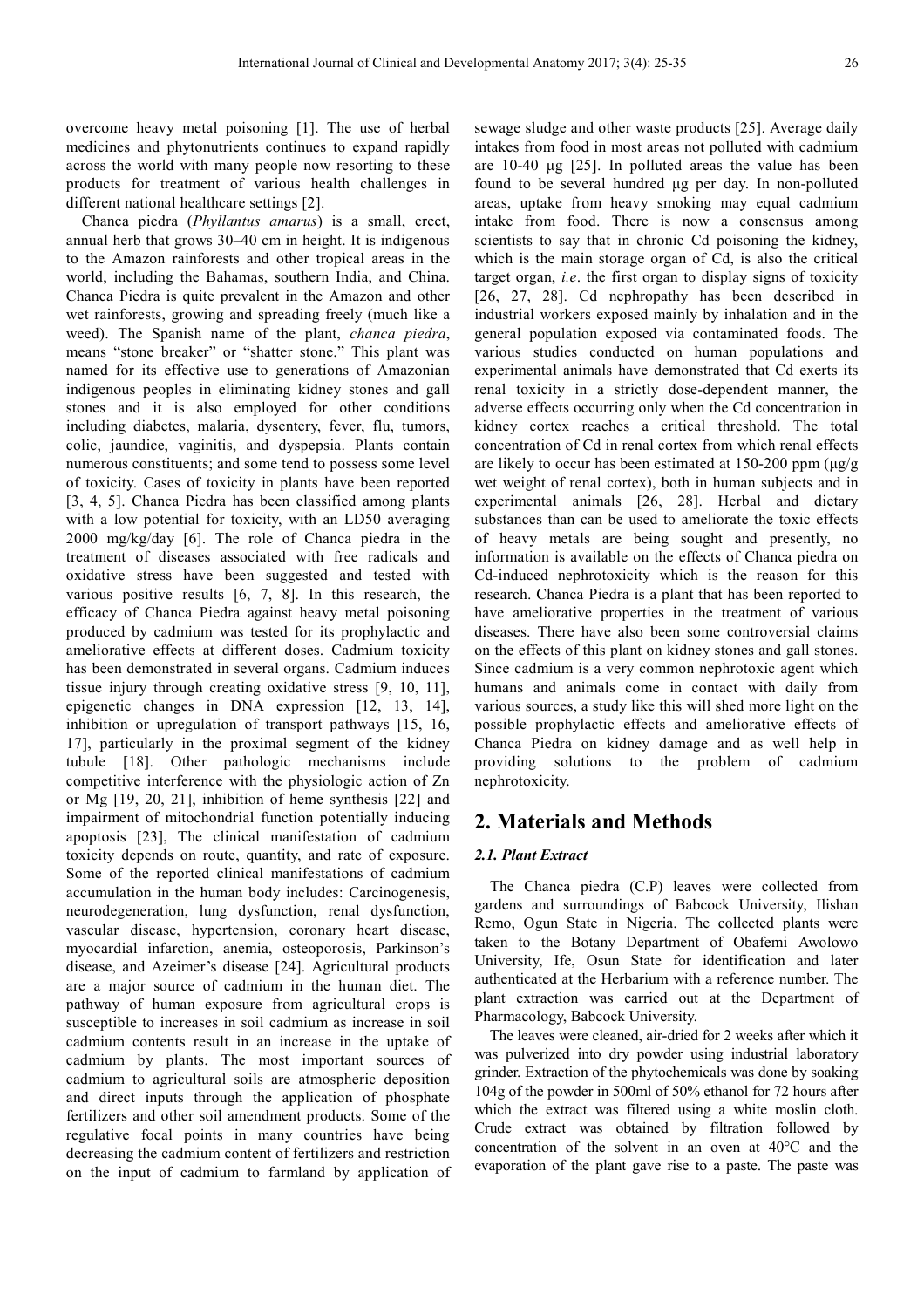overcome heavy metal poisoning [1]. The use of herbal medicines and phytonutrients continues to expand rapidly across the world with many people now resorting to these products for treatment of various health challenges in different national healthcare settings [2].

Chanca piedra (*Phyllantus amarus*) is a small, erect, annual herb that grows 30–40 cm in height. It is indigenous to the Amazon rainforests and other tropical areas in the world, including the Bahamas, southern India, and China. Chanca Piedra is quite prevalent in the Amazon and other wet rainforests, growing and spreading freely (much like a weed). The Spanish name of the plant, *chanca piedra*, means "stone breaker" or "shatter stone." This plant was named for its effective use to generations of Amazonian indigenous peoples in eliminating kidney stones and gall stones and it is also employed for other conditions including diabetes, malaria, dysentery, fever, flu, tumors, colic, jaundice, vaginitis, and dyspepsia. Plants contain numerous constituents; and some tend to possess some level of toxicity. Cases of toxicity in plants have been reported [3, 4, 5]. Chanca Piedra has been classified among plants with a low potential for toxicity, with an LD50 averaging 2000 mg/kg/day [6]. The role of Chanca piedra in the treatment of diseases associated with free radicals and oxidative stress have been suggested and tested with various positive results [6, 7, 8]. In this research, the efficacy of Chanca Piedra against heavy metal poisoning produced by cadmium was tested for its prophylactic and ameliorative effects at different doses. Cadmium toxicity has been demonstrated in several organs. Cadmium induces tissue injury through creating oxidative stress [9, 10, 11], epigenetic changes in DNA expression [12, 13, 14], inhibition or upregulation of transport pathways [15, 16, 17], particularly in the proximal segment of the kidney tubule [18]. Other pathologic mechanisms include competitive interference with the physiologic action of Zn or Mg [19, 20, 21], inhibition of heme synthesis [22] and impairment of mitochondrial function potentially inducing apoptosis [23], The clinical manifestation of cadmium toxicity depends on route, quantity, and rate of exposure. Some of the reported clinical manifestations of cadmium accumulation in the human body includes: Carcinogenesis, neurodegeneration, lung dysfunction, renal dysfunction, vascular disease, hypertension, coronary heart disease, myocardial infarction, anemia, osteoporosis, Parkinson's disease, and Azeimer's disease [24]. Agricultural products are a major source of cadmium in the human diet. The pathway of human exposure from agricultural crops is susceptible to increases in soil cadmium as increase in soil cadmium contents result in an increase in the uptake of cadmium by plants. The most important sources of cadmium to agricultural soils are atmospheric deposition and direct inputs through the application of phosphate fertilizers and other soil amendment products. Some of the regulative focal points in many countries have being decreasing the cadmium content of fertilizers and restriction on the input of cadmium to farmland by application of sewage sludge and other waste products [25]. Average daily intakes from food in most areas not polluted with cadmium are 10-40 µg [25]. In polluted areas the value has been found to be several hundred µg per day. In non-polluted areas, uptake from heavy smoking may equal cadmium intake from food. There is now a consensus among scientists to say that in chronic Cd poisoning the kidney, which is the main storage organ of Cd, is also the critical target organ, *i.e*. the first organ to display signs of toxicity [26, 27, 28]. Cd nephropathy has been described in industrial workers exposed mainly by inhalation and in the general population exposed via contaminated foods. The various studies conducted on human populations and experimental animals have demonstrated that Cd exerts its renal toxicity in a strictly dose-dependent manner, the adverse effects occurring only when the Cd concentration in kidney cortex reaches a critical threshold. The total concentration of Cd in renal cortex from which renal effects are likely to occur has been estimated at 150-200 ppm (µg/g wet weight of renal cortex), both in human subjects and in experimental animals [26, 28]. Herbal and dietary substances than can be used to ameliorate the toxic effects of heavy metals are being sought and presently, no information is available on the effects of Chanca piedra on Cd-induced nephrotoxicity which is the reason for this research. Chanca Piedra is a plant that has been reported to have ameliorative properties in the treatment of various diseases. There have also been some controversial claims on the effects of this plant on kidney stones and gall stones. Since cadmium is a very common nephrotoxic agent which humans and animals come in contact with daily from various sources, a study like this will shed more light on the possible prophylactic effects and ameliorative effects of Chanca Piedra on kidney damage and as well help in providing solutions to the problem of cadmium nephrotoxicity.

## 2. Materials and Methods

### 2.1. Plant Extract

The Chanca piedra (C.P) leaves were collected from gardens and surroundings of Babcock University, Ilishan Remo, Ogun State in Nigeria. The collected plants were taken to the Botany Department of Obafemi Awolowo University, Ife, Osun State for identification and later authenticated at the Herbarium with a reference number. The plant extraction was carried out at the Department of Pharmacology, Babcock University.

The leaves were cleaned, air-dried for 2 weeks after which it was pulverized into dry powder using industrial laboratory grinder. Extraction of the phytochemicals was done by soaking 104g of the powder in 500ml of 50% ethanol for 72 hours after which the extract was filtered using a white moslin cloth. Crude extract was obtained by filtration followed by concentration of the solvent in an oven at 40°C and the evaporation of the plant gave rise to a paste. The paste was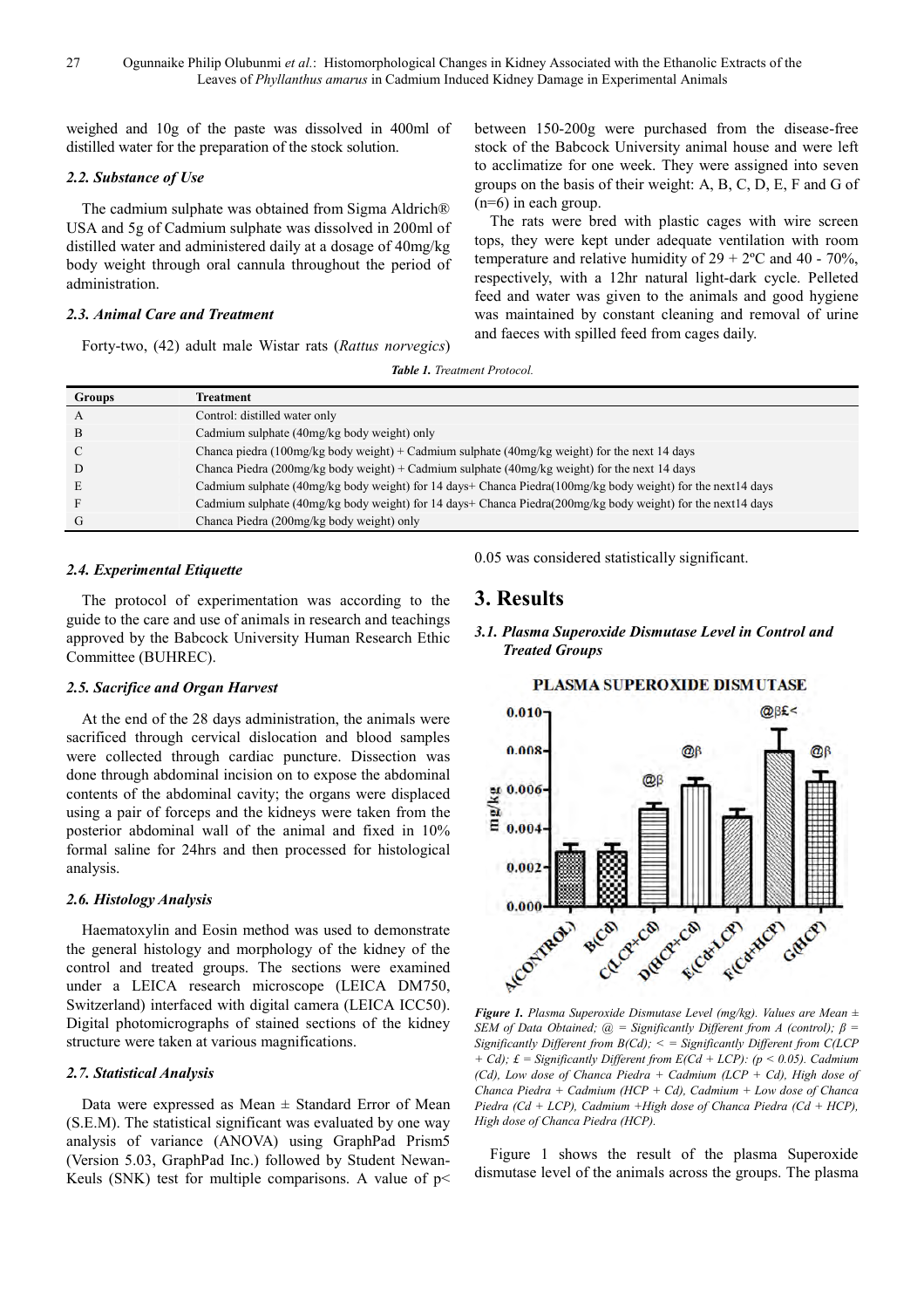weighed and 10g of the paste was dissolved in 400ml of distilled water for the preparation of the stock solution.

### 2.2. Substance of Use

The cadmium sulphate was obtained from Sigma Aldrich® USA and 5g of Cadmium sulphate was dissolved in 200ml of distilled water and administered daily at a dosage of 40mg/kg body weight through oral cannula throughout the period of administration.

### 2.3. Animal Care and Treatment

Forty-two, (42) adult male Wistar rats (*Rattus norvegics*) between 150-200g were purchased from the disease-free stock of the Babcock University animal house and were left to acclimatize for one week. They were assigned into seven groups on the basis of their weight: A, B, C, D, E, F and G of (n=6) in each group.

The rats were bred with plastic cages with wire screen tops, they were kept under adequate ventilation with room temperature and relative humidity of 29 + 2ºC and 40 - 70%, respectively, with a 12hr natural light-dark cycle. Pelleted feed and water was given to the animals and good hygiene was maintained by constant cleaning and removal of urine and faeces with spilled feed from cages daily.

***Table 1.** Treatment Protocol.*

| Groups | Treatment |
|---|---|
| A | Control: distilled water only |
| B | Cadmium sulphate (40mg/kg body weight) only |
| C | Chanca piedra (100mg/kg body weight) + Cadmium sulphate (40mg/kg weight) for the next 14 days |
| D | Chanca Piedra (200mg/kg body weight) + Cadmium sulphate (40mg/kg weight) for the next 14 days |
| E | Cadmium sulphate (40mg/kg body weight) for 14 days+ Chanca Piedra(100mg/kg body weight) for the next14 days |
| F | Cadmium sulphate (40mg/kg body weight) for 14 days+ Chanca Piedra(200mg/kg body weight) for the next14 days |
| G | Chanca Piedra (200mg/kg body weight) only |

### 2.4. Experimental Etiquette

The protocol of experimentation was according to the guide to the care and use of animals in research and teachings approved by the Babcock University Human Research Ethic Committee (BUHREC).

### 2.5. Sacrifice and Organ Harvest

At the end of the 28 days administration, the animals were sacrificed through cervical dislocation and blood samples were collected through cardiac puncture. Dissection was done through abdominal incision on to expose the abdominal contents of the abdominal cavity; the organs were displaced using a pair of forceps and the kidneys were taken from the posterior abdominal wall of the animal and fixed in 10% formal saline for 24hrs and then processed for histological analysis.

### 2.6. Histology Analysis

Haematoxylin and Eosin method was used to demonstrate the general histology and morphology of the kidney of the control and treated groups. The sections were examined under a LEICA research microscope (LEICA DM750, Switzerland) interfaced with digital camera (LEICA ICC50). Digital photomicrographs of stained sections of the kidney structure were taken at various magnifications.

### 2.7. Statistical Analysis

Data were expressed as Mean ± Standard Error of Mean (S.E.M). The statistical significant was evaluated by one way analysis of variance (ANOVA) using GraphPad Prism5 (Version 5.03, GraphPad Inc.) followed by Student Newan-Keuls (SNK) test for multiple comparisons. A value of $p < 0.05$ was considered statistically significant.

## 3. Results

### 3.1. Plasma Superoxide Dismutase Level in Control and Treated Groups

***Figure 1.** Plasma Superoxide Dismutase Level (mg/kg). Values are Mean ± SEM of Data Obtained; @ = Significantly Different from A (control); β = Significantly Different from B(Cd); < = Significantly Different from C(LCP + Cd); £ = Significantly Different from E(Cd + LCP): ($p < 0.05$). Cadmium (Cd), Low dose of Chanca Piedra + Cadmium (LCP + Cd), High dose of Chanca Piedra + Cadmium (HCP + Cd), Cadmium + Low dose of Chanca Piedra (Cd + LCP), Cadmium +High dose of Chanca Piedra (Cd + HCP), High dose of Chanca Piedra (HCP).*

Figure 1 shows the result of the plasma Superoxide dismutase level of the animals across the groups. The plasma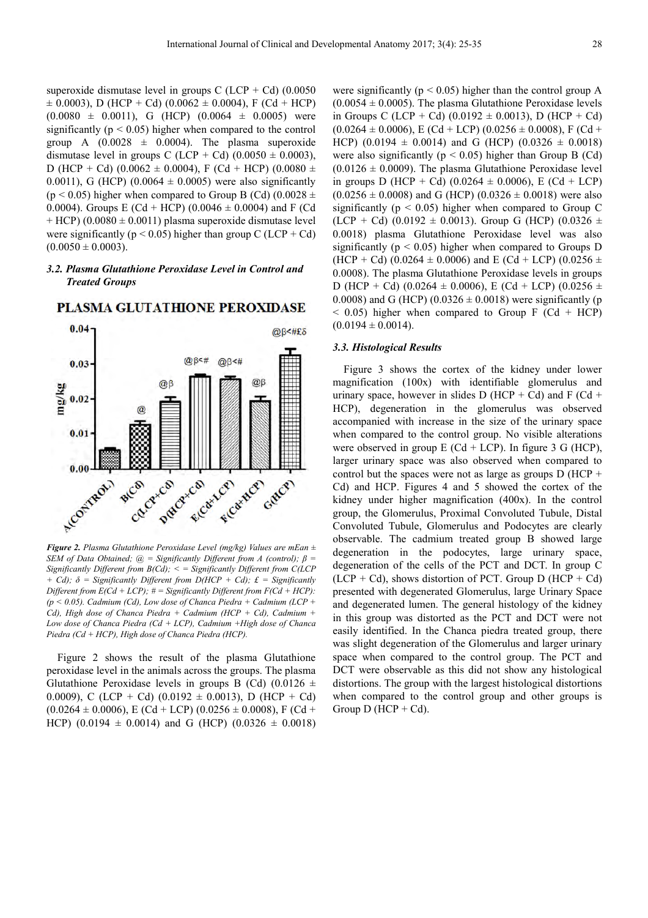superoxide dismutase level in groups C (LCP + Cd) (0.0050 ± 0.0003), D (HCP + Cd) (0.0062 ± 0.0004), F (Cd + HCP) (0.0080 ± 0.0011), G (HCP) (0.0064 ± 0.0005) were significantly ($p < 0.05$) higher when compared to the control group A (0.0028 ± 0.0004). The plasma superoxide dismutase level in groups C (LCP + Cd) (0.0050 ± 0.0003), D (HCP + Cd) (0.0062 ± 0.0004), F (Cd + HCP) (0.0080 ± 0.0011), G (HCP) (0.0064 ± 0.0005) were also significantly ($p < 0.05$) higher when compared to Group B (Cd) (0.0028 ± 0.0004). Groups E (Cd + HCP) (0.0046 ± 0.0004) and F (Cd + HCP) (0.0080 ± 0.0011) plasma superoxide dismutase level were significantly ($p < 0.05$) higher than group C (LCP + Cd) (0.0050 ± 0.0003).

### *3.2. Plasma Glutathione Peroxidase Level in Control and Treated Groups*

*Figure 2. Plasma Glutathione Peroxidase Level (mg/kg) Values are mEan ± SEM of Data Obtained; @ = Significantly Different from A (control); β = Significantly Different from B(Cd); < = Significantly Different from C(LCP + Cd); δ = Significantly Different from D(HCP + Cd); £ = Significantly Different from E(Cd + LCP); # = Significantly Different from F(Cd + HCP): (p < 0.05). Cadmium (Cd), Low dose of Chanca Piedra + Cadmium (LCP + Cd), High dose of Chanca Piedra + Cadmium (HCP + Cd), Cadmium + Low dose of Chanca Piedra (Cd + LCP), Cadmium +High dose of Chanca Piedra (Cd + HCP), High dose of Chanca Piedra (HCP).*

Figure 2 shows the result of the plasma Glutathione peroxidase level in the animals across the groups. The plasma Glutathione Peroxidase levels in groups B (Cd) (0.0126 ± 0.0009), C (LCP + Cd) (0.0192 ± 0.0013), D (HCP + Cd) (0.0264 ± 0.0006), E (Cd + LCP) (0.0256 ± 0.0008), F (Cd + HCP) (0.0194 ± 0.0014) and G (HCP) (0.0326 ± 0.0018) were significantly ($p < 0.05$) higher than the control group A (0.0054 ± 0.0005). The plasma Glutathione Peroxidase levels in Groups C (LCP + Cd) (0.0192 ± 0.0013), D (HCP + Cd) (0.0264 ± 0.0006), E (Cd + LCP) (0.0256 ± 0.0008), F (Cd + HCP) (0.0194 ± 0.0014) and G (HCP) (0.0326 ± 0.0018) were also significantly ($p < 0.05$) higher than Group B (Cd) (0.0126 ± 0.0009). The plasma Glutathione Peroxidase level in groups D (HCP + Cd) (0.0264 ± 0.0006), E (Cd + LCP) (0.0256 ± 0.0008) and G (HCP) (0.0326 ± 0.0018) were also significantly ($p < 0.05$) higher when compared to Group C (LCP + Cd) (0.0192 ± 0.0013). Group G (HCP) (0.0326 ± 0.0018) plasma Glutathione Peroxidase level was also significantly ($p < 0.05$) higher when compared to Groups D (HCP + Cd) (0.0264 ± 0.0006) and E (Cd + LCP) (0.0256 ± 0.0008). The plasma Glutathione Peroxidase levels in groups D (HCP + Cd) (0.0264 ± 0.0006), E (Cd + LCP) (0.0256 ± 0.0008) and G (HCP) (0.0326 ± 0.0018) were significantly ($p < 0.05$) higher when compared to Group F (Cd + HCP) (0.0194 ± 0.0014).

### *3.3. Histological Results*

Figure 3 shows the cortex of the kidney under lower magnification (100x) with identifiable glomerulus and urinary space, however in slides D (HCP + Cd) and F (Cd + HCP), degeneration in the glomerulus was observed accompanied with increase in the size of the urinary space when compared to the control group. No visible alterations were observed in group E (Cd + LCP). In figure 3 G (HCP), larger urinary space was also observed when compared to control but the spaces were not as large as groups D (HCP + Cd) and HCP. Figures 4 and 5 showed the cortex of the kidney under higher magnification (400x). In the control group, the Glomerulus, Proximal Convoluted Tubule, Distal Convoluted Tubule, Glomerulus and Podocytes are clearly observable. The cadmium treated group B showed large degeneration in the podocytes, large urinary space, degeneration of the cells of the PCT and DCT. In group C (LCP + Cd), shows distortion of PCT. Group D (HCP + Cd) presented with degenerated Glomerulus, large Urinary Space and degenerated lumen. The general histology of the kidney in this group was distorted as the PCT and DCT were not easily identified. In the Chanca piedra treated group, there was slight degeneration of the Glomerulus and larger urinary space when compared to the control group. The PCT and DCT were observable as this did not show any histological distortions. The group with the largest histological distortions when compared to the control group and other groups is Group D (HCP + Cd).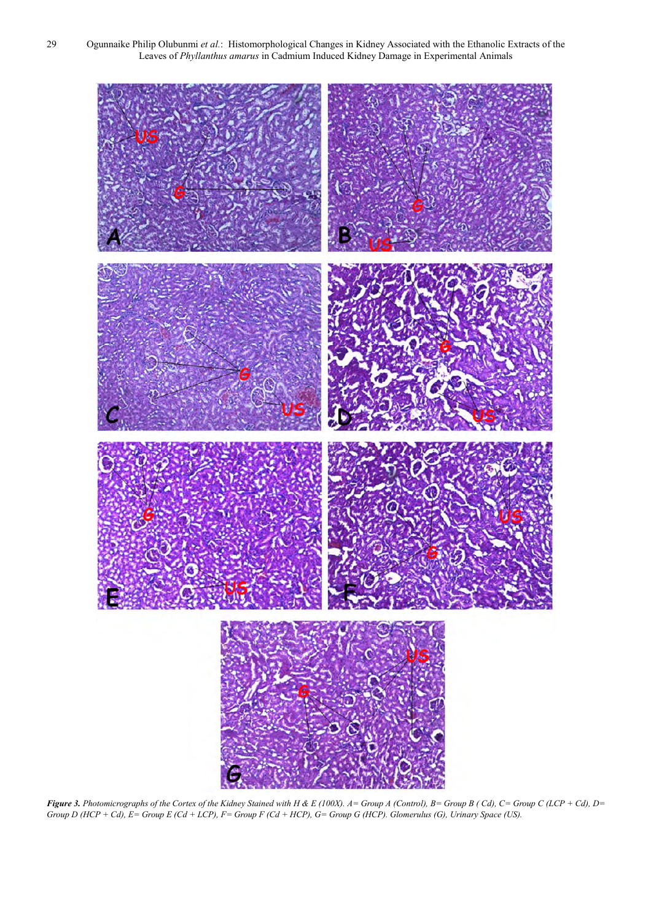***Figure 3.*** *Photomicrographs of the Cortex of the Kidney Stained with H & E (100X). A= Group A (Control), B= Group B ( Cd), C= Group C (LCP + Cd), D= Group D (HCP + Cd), E= Group E (Cd + LCP), F= Group F (Cd + HCP), G= Group G (HCP). Glomerulus (G), Urinary Space (US).*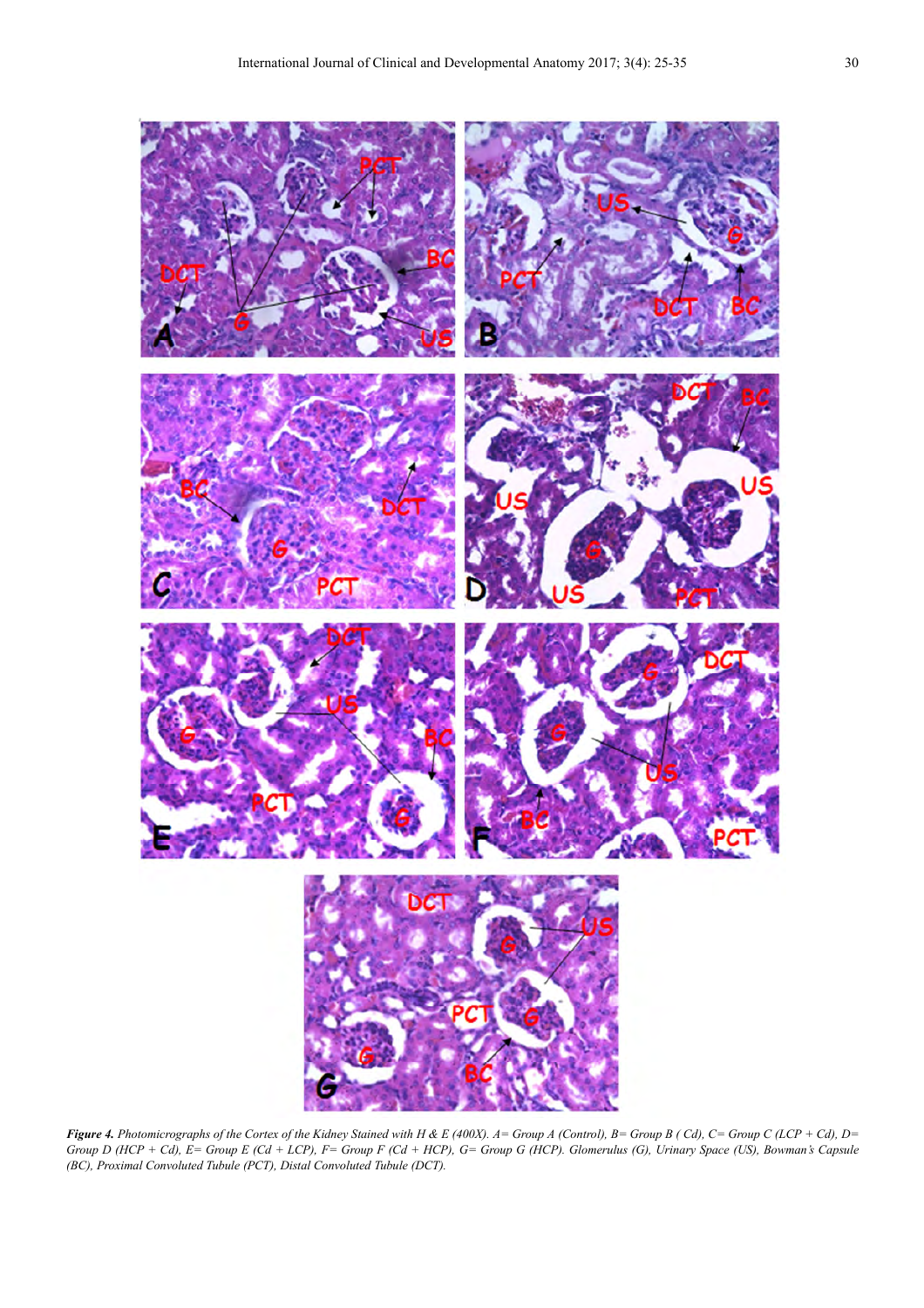***Figure 4.*** *Photomicrographs of the Cortex of the Kidney Stained with H & E (400X). A= Group A (Control), B= Group B ( Cd), C= Group C (LCP + Cd), D= Group D (HCP + Cd), E= Group E (Cd + LCP), F= Group F (Cd + HCP), G= Group G (HCP). Glomerulus (G), Urinary Space (US), Bowman's Capsule (BC), Proximal Convoluted Tubule (PCT), Distal Convoluted Tubule (DCT).*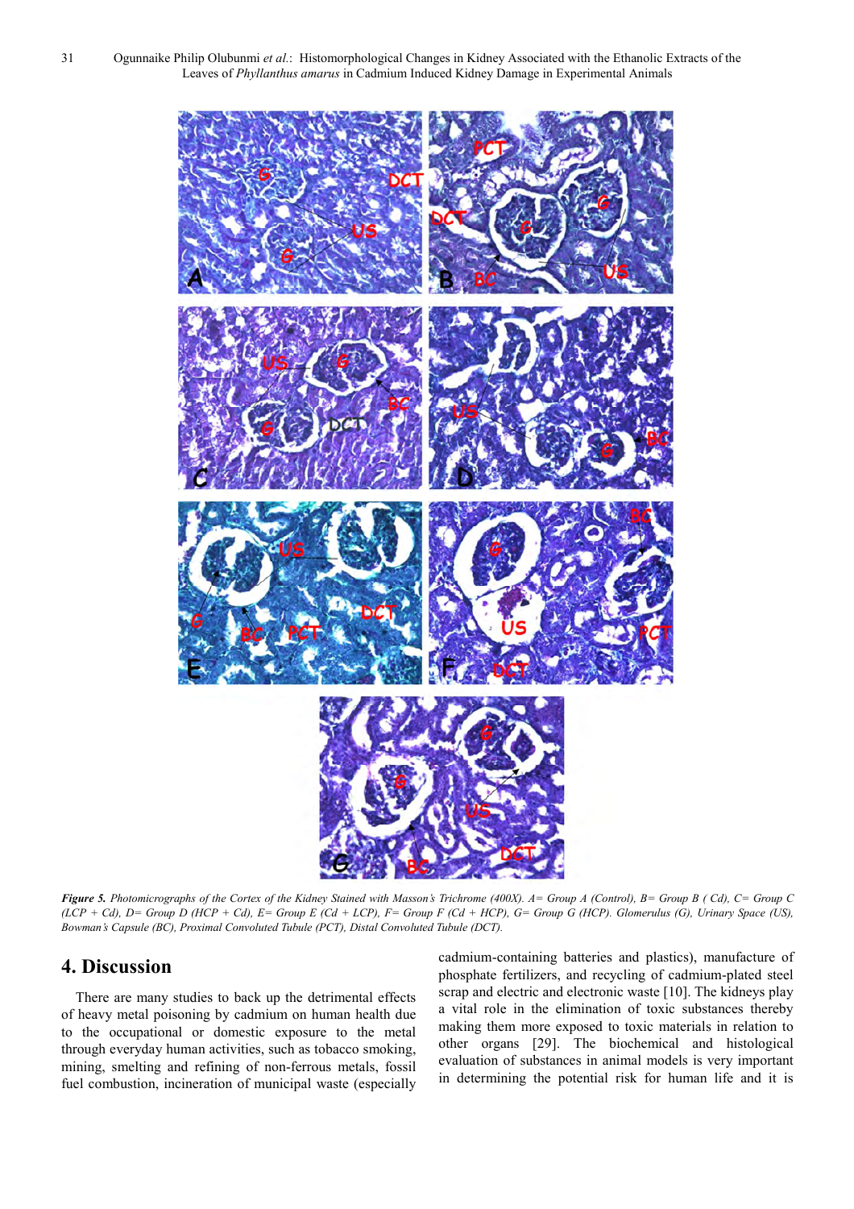*Figure 5. Photomicrographs of the Cortex of the Kidney Stained with Masson's Trichrome (400X). A= Group A (Control), B= Group B ( Cd), C= Group C (LCP + Cd), D= Group D (HCP + Cd), E= Group E (Cd + LCP), F= Group F (Cd + HCP), G= Group G (HCP). Glomerulus (G), Urinary Space (US), Bowman's Capsule (BC), Proximal Convoluted Tubule (PCT), Distal Convoluted Tubule (DCT).*

## 4. Discussion

There are many studies to back up the detrimental effects of heavy metal poisoning by cadmium on human health due to the occupational or domestic exposure to the metal through everyday human activities, such as tobacco smoking, mining, smelting and refining of non-ferrous metals, fossil fuel combustion, incineration of municipal waste (especially cadmium-containing batteries and plastics), manufacture of phosphate fertilizers, and recycling of cadmium-plated steel scrap and electric and electronic waste [10]. The kidneys play a vital role in the elimination of toxic substances thereby making them more exposed to toxic materials in relation to other organs [29]. The biochemical and histological evaluation of substances in animal models is very important in determining the potential risk for human life and it is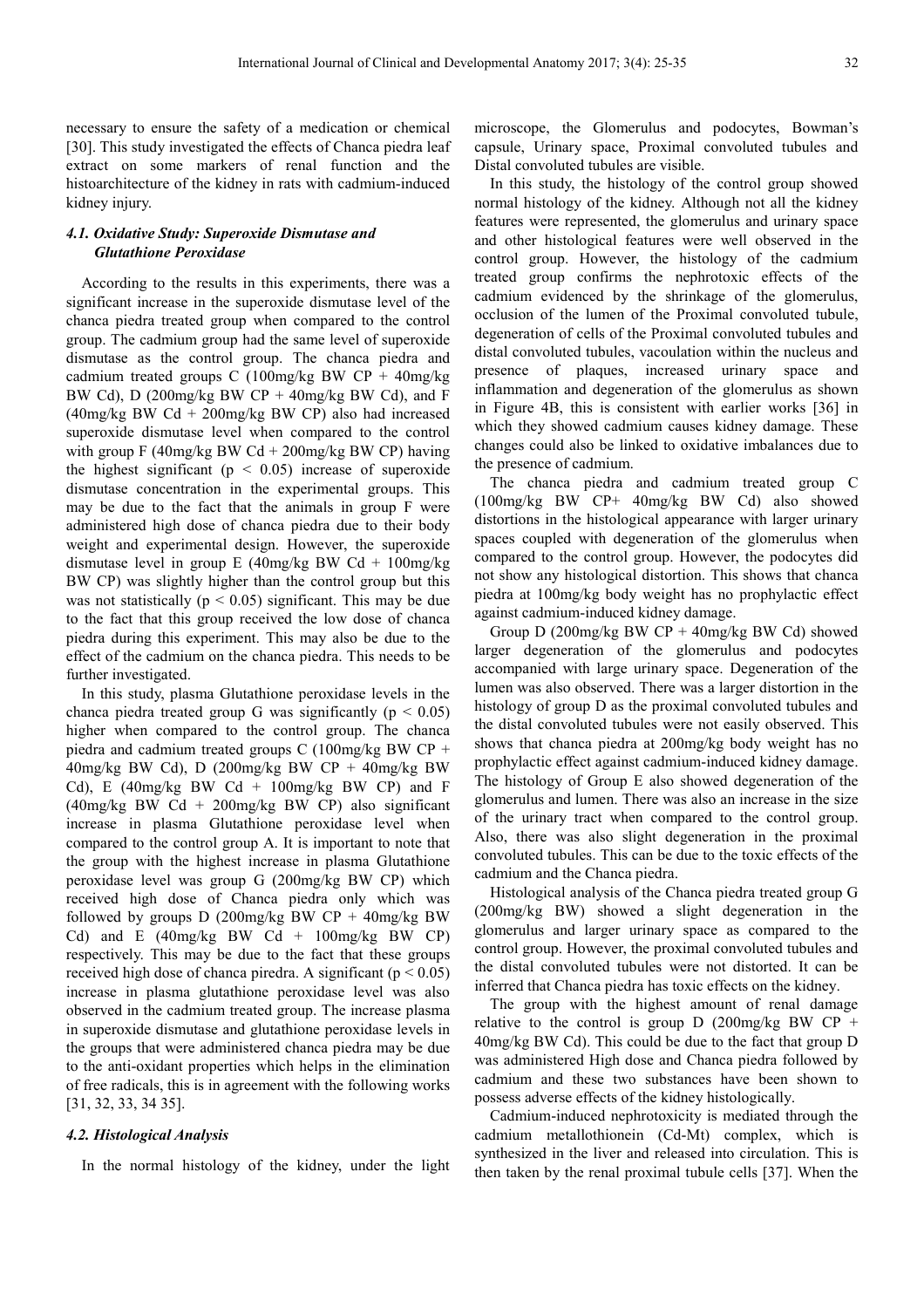necessary to ensure the safety of a medication or chemical [30]. This study investigated the effects of Chanca piedra leaf extract on some markers of renal function and the histoarchitecture of the kidney in rats with cadmium-induced kidney injury.

### 4.1. Oxidative Study: Superoxide Dismutase and Glutathione Peroxidase

According to the results in this experiments, there was a significant increase in the superoxide dismutase level of the chanca piedra treated group when compared to the control group. The cadmium group had the same level of superoxide dismutase as the control group. The chanca piedra and cadmium treated groups C (100mg/kg BW CP + 40mg/kg BW Cd), D (200mg/kg BW CP + 40mg/kg BW Cd), and F (40mg/kg BW Cd + 200mg/kg BW CP) also had increased superoxide dismutase level when compared to the control with group F (40mg/kg BW Cd + 200mg/kg BW CP) having the highest significant ($p < 0.05$) increase of superoxide dismutase concentration in the experimental groups. This may be due to the fact that the animals in group F were administered high dose of chanca piedra due to their body weight and experimental design. However, the superoxide dismutase level in group E (40mg/kg BW Cd + 100mg/kg BW CP) was slightly higher than the control group but this was not statistically ($p < 0.05$) significant. This may be due to the fact that this group received the low dose of chanca piedra during this experiment. This may also be due to the effect of the cadmium on the chanca piedra. This needs to be further investigated.

In this study, plasma Glutathione peroxidase levels in the chanca piedra treated group G was significantly ($p < 0.05$) higher when compared to the control group. The chanca piedra and cadmium treated groups C (100mg/kg BW CP + 40mg/kg BW Cd), D (200mg/kg BW CP + 40mg/kg BW Cd), E (40mg/kg BW Cd + 100mg/kg BW CP) and F (40mg/kg BW Cd + 200mg/kg BW CP) also significant increase in plasma Glutathione peroxidase level when compared to the control group A. It is important to note that the group with the highest increase in plasma Glutathione peroxidase level was group G (200mg/kg BW CP) which received high dose of Chanca piedra only which was followed by groups D (200mg/kg BW CP + 40mg/kg BW Cd) and E (40mg/kg BW Cd + 100mg/kg BW CP) respectively. This may be due to the fact that these groups received high dose of chanca piredra. A significant ($p < 0.05$) increase in plasma glutathione peroxidase level was also observed in the cadmium treated group. The increase plasma in superoxide dismutase and glutathione peroxidase levels in the groups that were administered chanca piedra may be due to the anti-oxidant properties which helps in the elimination of free radicals, this is in agreement with the following works [31, 32, 33, 34 35].

### 4.2. Histological Analysis

In the normal histology of the kidney, under the light microscope, the Glomerulus and podocytes, Bowman's capsule, Urinary space, Proximal convoluted tubules and Distal convoluted tubules are visible.

In this study, the histology of the control group showed normal histology of the kidney. Although not all the kidney features were represented, the glomerulus and urinary space and other histological features were well observed in the control group. However, the histology of the cadmium treated group confirms the nephrotoxic effects of the cadmium evidenced by the shrinkage of the glomerulus, occlusion of the lumen of the Proximal convoluted tubule, degeneration of cells of the Proximal convoluted tubules and distal convoluted tubules, vacoulation within the nucleus and presence of plaques, increased urinary space and inflammation and degeneration of the glomerulus as shown in Figure 4B, this is consistent with earlier works [36] in which they showed cadmium causes kidney damage. These changes could also be linked to oxidative imbalances due to the presence of cadmium.

The chanca piedra and cadmium treated group C (100mg/kg BW CP+ 40mg/kg BW Cd) also showed distortions in the histological appearance with larger urinary spaces coupled with degeneration of the glomerulus when compared to the control group. However, the podocytes did not show any histological distortion. This shows that chanca piedra at 100mg/kg body weight has no prophylactic effect against cadmium-induced kidney damage.

Group D (200mg/kg BW CP + 40mg/kg BW Cd) showed larger degeneration of the glomerulus and podocytes accompanied with large urinary space. Degeneration of the lumen was also observed. There was a larger distortion in the histology of group D as the proximal convoluted tubules and the distal convoluted tubules were not easily observed. This shows that chanca piedra at 200mg/kg body weight has no prophylactic effect against cadmium-induced kidney damage. The histology of Group E also showed degeneration of the glomerulus and lumen. There was also an increase in the size of the urinary tract when compared to the control group. Also, there was also slight degeneration in the proximal convoluted tubules. This can be due to the toxic effects of the cadmium and the Chanca piedra.

Histological analysis of the Chanca piedra treated group G (200mg/kg BW) showed a slight degeneration in the glomerulus and larger urinary space as compared to the control group. However, the proximal convoluted tubules and the distal convoluted tubules were not distorted. It can be inferred that Chanca piedra has toxic effects on the kidney.

The group with the highest amount of renal damage relative to the control is group D (200mg/kg BW CP + 40mg/kg BW Cd). This could be due to the fact that group D was administered High dose and Chanca piedra followed by cadmium and these two substances have been shown to possess adverse effects of the kidney histologically.

Cadmium-induced nephrotoxicity is mediated through the cadmium metallothionein (Cd-Mt) complex, which is synthesized in the liver and released into circulation. This is then taken by the renal proximal tubule cells [37]. When the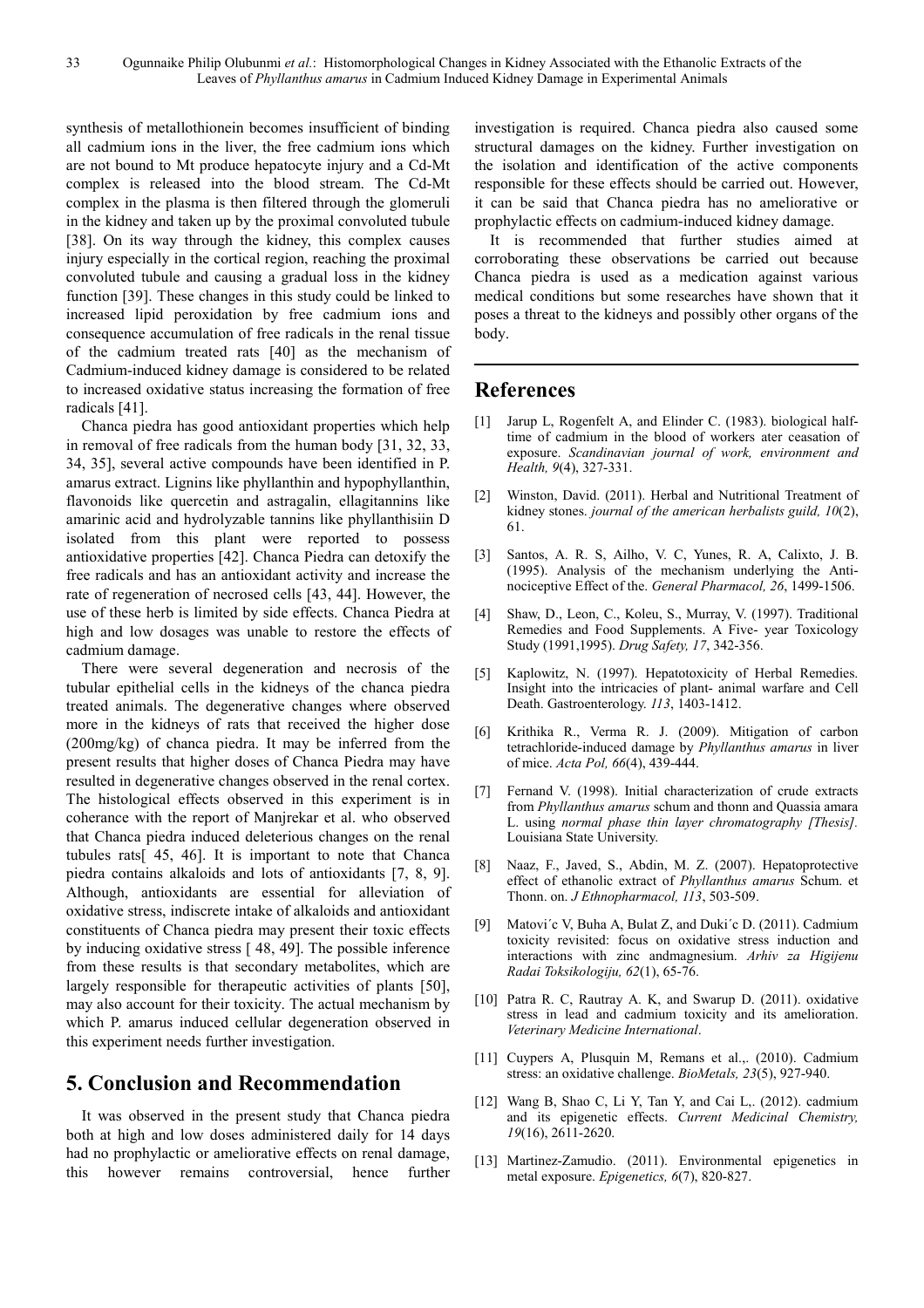synthesis of metallothionein becomes insufficient of binding all cadmium ions in the liver, the free cadmium ions which are not bound to Mt produce hepatocyte injury and a Cd-Mt complex is released into the blood stream. The Cd-Mt complex in the plasma is then filtered through the glomeruli in the kidney and taken up by the proximal convoluted tubule [38]. On its way through the kidney, this complex causes injury especially in the cortical region, reaching the proximal convoluted tubule and causing a gradual loss in the kidney function [39]. These changes in this study could be linked to increased lipid peroxidation by free cadmium ions and consequence accumulation of free radicals in the renal tissue of the cadmium treated rats [40] as the mechanism of Cadmium-induced kidney damage is considered to be related to increased oxidative status increasing the formation of free radicals [41].

Chanca piedra has good antioxidant properties which help in removal of free radicals from the human body [31, 32, 33, 34, 35], several active compounds have been identified in P. amarus extract. Lignins like phyllanthin and hypophyllanthin, flavonoids like quercetin and astragalin, ellagitannins like amarinic acid and hydrolyzable tannins like phyllanthisiin D isolated from this plant were reported to possess antioxidative properties [42]. Chanca Piedra can detoxify the free radicals and has an antioxidant activity and increase the rate of regeneration of necrosed cells [43, 44]. However, the use of these herb is limited by side effects. Chanca Piedra at high and low dosages was unable to restore the effects of cadmium damage.

There were several degeneration and necrosis of the tubular epithelial cells in the kidneys of the chanca piedra treated animals. The degenerative changes where observed more in the kidneys of rats that received the higher dose (200mg/kg) of chanca piedra. It may be inferred from the present results that higher doses of Chanca Piedra may have resulted in degenerative changes observed in the renal cortex. The histological effects observed in this experiment is in coherance with the report of Manjrekar et al. who observed that Chanca piedra induced deleterious changes on the renal tubules rats[ 45, 46]. It is important to note that Chanca piedra contains alkaloids and lots of antioxidants [7, 8, 9]. Although, antioxidants are essential for alleviation of oxidative stress, indiscrete intake of alkaloids and antioxidant constituents of Chanca piedra may present their toxic effects by inducing oxidative stress [ 48, 49]. The possible inference from these results is that secondary metabolites, which are largely responsible for therapeutic activities of plants [50], may also account for their toxicity. The actual mechanism by which P. amarus induced cellular degeneration observed in this experiment needs further investigation.

## 5. Conclusion and Recommendation

It was observed in the present study that Chanca piedra both at high and low doses administered daily for 14 days had no prophylactic or ameliorative effects on renal damage, this however remains controversial, hence further investigation is required. Chanca piedra also caused some structural damages on the kidney. Further investigation on the isolation and identification of the active components responsible for these effects should be carried out. However, it can be said that Chanca piedra has no ameliorative or prophylactic effects on cadmium-induced kidney damage.

It is recommended that further studies aimed at corroborating these observations be carried out because Chanca piedra is used as a medication against various medical conditions but some researches have shown that it poses a threat to the kidneys and possibly other organs of the body.

## References

[1] Jarup L, Rogenfelt A, and Elinder C. (1983). biological half-time of cadmium in the blood of workers ater ceasation of exposure. *Scandinavian journal of work, environment and Health, 9*(4), 327-331.

[2] Winston, David. (2011). Herbal and Nutritional Treatment of kidney stones. *journal of the american herbalists guild, 10*(2), 61.

[3] Santos, A. R. S, Ailho, V. C, Yunes, R. A, Calixto, J. B. (1995). Analysis of the mechanism underlying the Anti-nociceptive Effect of the. *General Pharmacol, 26*, 1499-1506.

[4] Shaw, D., Leon, C., Koleu, S., Murray, V. (1997). Traditional Remedies and Food Supplements. A Five- year Toxicology Study (1991,1995). *Drug Safety, 17*, 342-356.

[5] Kaplowitz, N. (1997). Hepatotoxicity of Herbal Remedies. Insight into the intricacies of plant- animal warfare and Cell Death. Gastroenterology. *113*, 1403-1412.

[6] Krithika R., Verma R. J. (2009). Mitigation of carbon tetrachloride-induced damage by *Phyllanthus amarus* in liver of mice. *Acta Pol, 66*(4), 439-444.

[7] Fernand V. (1998). Initial characterization of crude extracts from *Phyllanthus amarus* schum and thonn and Quassia amara L. using *normal phase thin layer chromatography [Thesis]*. Louisiana State University.

[8] Naaz, F., Javed, S., Abdin, M. Z. (2007). Hepatoprotective effect of ethanolic extract of *Phyllanthus amarus* Schum. et Thonn. on. *J Ethnopharmacol, 113*, 503-509.

[9] Matovi´c V, Buha A, Bulat Z, and Duki´c D. (2011). Cadmium toxicity revisited: focus on oxidative stress induction and interactions with zinc andmagnesium. *Arhiv za Higijenu Radai Toksikologiju, 62*(1), 65-76.

[10] Patra R. C, Rautray A. K, and Swarup D. (2011). oxidative stress in lead and cadmium toxicity and its amelioration. *Veterinary Medicine International*.

[11] Cuypers A, Plusquin M, Remans et al.,. (2010). Cadmium stress: an oxidative challenge. *BioMetals, 23*(5), 927-940.

[12] Wang B, Shao C, Li Y, Tan Y, and Cai L,. (2012). cadmium and its epigenetic effects. *Current Medicinal Chemistry, 19*(16), 2611-2620.

[13] Martinez-Zamudio. (2011). Environmental epigenetics in metal exposure. *Epigenetics, 6*(7), 820-827.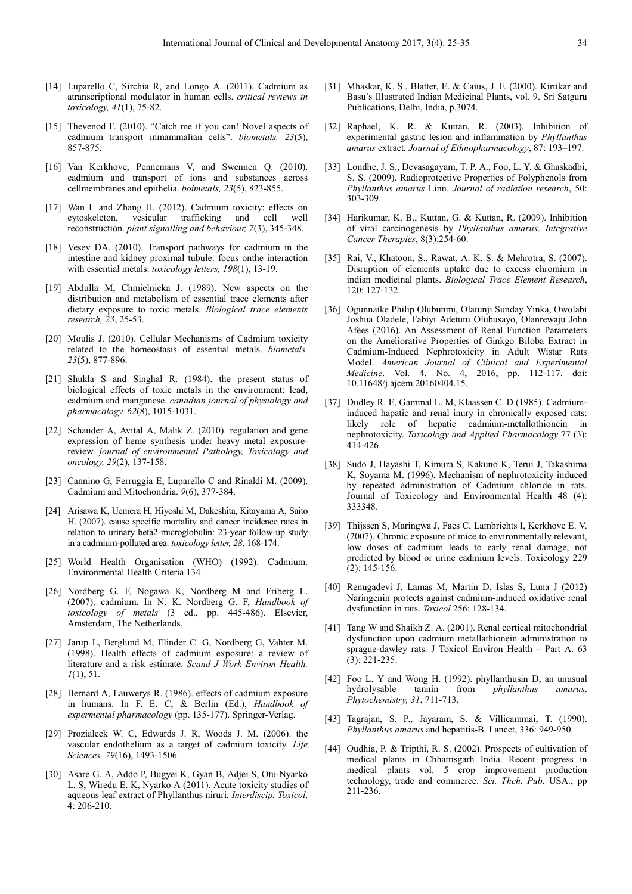[14] Luparello C, Sirchia R, and Longo A. (2011). Cadmium as atranscriptional modulator in human cells. *critical reviews in toxicology, 41*(1), 75-82.

[15] Thevenod F. (2010). "Catch me if you can! Novel aspects of cadmium transport inmammalian cells". *biometals, 23*(5), 857-875.

[16] Van Kerkhove, Pennemans V, and Swennen Q. (2010). cadmium and transport of ions and substances across cellmembranes and epithelia. *boimetals, 23*(5), 823-855.

[17] Wan L and Zhang H. (2012). Cadmium toxicity: effects on cytoskeleton, vesicular trafficking and cell well reconstruction. *plant signalling and behaviour, 7*(3), 345-348.

[18] Vesey DA. (2010). Transport pathways for cadmium in the intestine and kidney proximal tubule: focus onthe interaction with essential metals. *toxicology letters, 198*(1), 13-19.

[19] Abdulla M, Chmielnicka J. (1989). New aspects on the distribution and metabolism of essential trace elements after dietary exposure to toxic metals. *Biological trace elements research, 23*, 25-53.

[20] Moulis J. (2010). Cellular Mechanisms of Cadmium toxicity related to the homeostasis of essential metals. *biometals, 23*(5), 877-896.

[21] Shukla S and Singhal R. (1984). the present status of biological effects of toxic metals in the environment: lead, cadmium and manganese. *canadian journal of physiology and pharmacology, 62*(8), 1015-1031.

[22] Schauder A, Avital A, Malik Z. (2010). regulation and gene expression of heme synthesis under heavy metal exposure-review. *journal of environmental Pathology, Toxicology and oncology, 29*(2), 137-158.

[23] Cannino G, Ferruggia E, Luparello C and Rinaldi M. (2009). Cadmium and Mitochondria. *9*(6), 377-384.

[24] Arisawa K, Uemera H, Hiyoshi M, Dakeshita, Kitayama A, Saito H. (2007). cause specific mortality and cancer incidence rates in relation to urinary beta2-microglobulin: 23-year follow-up study in a cadmium-polluted area. *toxicology letter, 28*, 168-174.

[25] World Health Organisation (WHO) (1992). Cadmium. Environmental Health Criteria 134.

[26] Nordberg G. F, Nogawa K, Nordberg M and Friberg L. (2007). cadmium. In N. K. Nordberg G. F, *Handbook of toxicology of metals* (3 ed., pp. 445-486). Elsevier, Amsterdam, The Netherlands.

[27] Jarup L, Berglund M, Elinder C. G, Nordberg G, Vahter M. (1998). Health effects of cadmium exposure: a review of literature and a risk estimate. *Scand J Work Environ Health, 1*(1), 51.

[28] Bernard A, Lauwerys R. (1986). effects of cadmium exposure in humans. In F. E. C, & Berlin (Ed.), *Handbook of expermental pharmacology* (pp. 135-177). Springer-Verlag.

[29] Prozialeck W. C, Edwards J. R, Woods J. M. (2006). the vascular endothelium as a target of cadmium toxicity. *Life Sciences, 79*(16), 1493-1506.

[30] Asare G. A, Addo P, Bugyei K, Gyan B, Adjei S, Otu-Nyarko L. S, Wiredu E. K, Nyarko A (2011). Acute toxicity studies of aqueous leaf extract of Phyllanthus niruri. *Interdiscip. Toxicol*. 4: 206-210.

[31] Mhaskar, K. S., Blatter, E. & Caius, J. F. (2000). Kirtikar and Basu's Illustrated Indian Medicinal Plants, vol. 9. Sri Satguru Publications, Delhi, India, p.3074.

[32] Raphael, K. R. & Kuttan, R. (2003). Inhibition of experimental gastric lesion and inflammation by *Phyllanthus amarus* extract*. Journal of Ethnopharmacology*, 87: 193–197.

[33] Londhe, J. S., Devasagayam, T. P. A., Foo, L. Y. & Ghaskadbi, S. S. (2009). Radioprotective Properties of Polyphenols from *Phyllanthus amarus* Linn. *Journal of radiation research*, 50: 303-309.

[34] Harikumar, K. B., Kuttan, G. & Kuttan, R. (2009). Inhibition of viral carcinogenesis by *Phyllanthus amarus*. *Integrative Cancer Therapies*, 8(3):254-60.

[35] Rai, V., Khatoon, S., Rawat, A. K. S. & Mehrotra, S. (2007). Disruption of elements uptake due to excess chromium in indian medicinal plants. *Biological Trace Element Research*, 120: 127-132.

[36] Ogunnaike Philip Olubunmi, Olatunji Sunday Yinka, Owolabi Joshua Oladele, Fabiyi Adetutu Olubusayo, Olanrewaju John Afees (2016). An Assessment of Renal Function Parameters on the Ameliorative Properties of Ginkgo Biloba Extract in Cadmium-Induced Nephrotoxicity in Adult Wistar Rats Model. *American Journal of Clinical and Experimental Medicine*. Vol. 4, No. 4, 2016, pp. 112-117. doi: 10.11648/j.ajcem.20160404.15.

[37] Dudley R. E, Gammal L. M, Klaassen C. D (1985). Cadmium-induced hapatic and renal inury in chronically exposed rats: likely role of hepatic cadmium-metallothionein in nephrotoxicity. *Toxicology and Applied Pharmacology* 77 (3): 414-426.

[38] Sudo J, Hayashi T, Kimura S, Kakuno K, Terui J, Takashima K, Soyama M. (1996). Mechanism of nephrotoxicity induced by repeated administration of Cadmium chloride in rats. Journal of Toxicology and Environmental Health 48 (4): 333348.

[39] Thijssen S, Maringwa J, Faes C, Lambrichts I, Kerkhove E. V. (2007). Chronic exposure of mice to environmentally relevant, low doses of cadmium leads to early renal damage, not predicted by blood or urine cadmium levels. Toxicology 229 (2): 145-156.

[40] Renugadevi J, Lamas M, Martin D, Islas S, Luna J (2012) Naringenin protects against cadmium-induced oxidative renal dysfunction in rats. *Toxicol* 256: 128-134.

[41] Tang W and Shaikh Z. A. (2001). Renal cortical mitochondrial dysfunction upon cadmium metallathionein administration to sprague-dawley rats. J Toxicol Environ Health – Part A. 63 (3): 221-235.

[42] Foo L. Y and Wong H. (1992). phyllanthusin D, an unusual hydrolysable tannin from *phyllanthus amarus*. *Phytochemistry, 31*, 711-713.

[43] Tagrajan, S. P., Jayaram, S. & Villicammai, T. (1990). *Phyllanthus amarus* and hepatitis-B. Lancet, 336: 949-950.

[44] Oudhia, P. & Tripthi, R. S. (2002). Prospects of cultivation of medical plants in Chhattisgarh India. Recent progress in medical plants vol. 5 crop improvement production technology, trade and commerce. *Sci. Thch. Pub.* USA.; pp 211-236.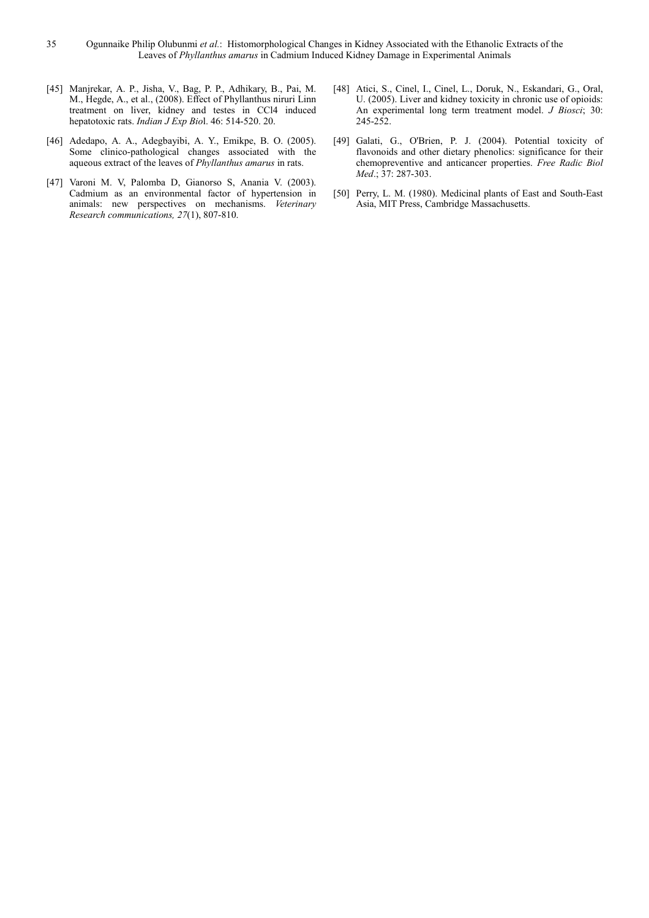[45] Manjrekar, A. P., Jisha, V., Bag, P. P., Adhikary, B., Pai, M. M., Hegde, A., et al., (2008). Effect of Phyllanthus niruri Linn treatment on liver, kidney and testes in CCl4 induced hepatotoxic rats. *Indian J Exp Bio*l. 46: 514-520. 20.

[46] Adedapo, A. A., Adegbayibi, A. Y., Emikpe, B. O. (2005). Some clinico-pathological changes associated with the aqueous extract of the leaves of *Phyllanthus amarus* in rats.

[47] Varoni M. V, Palomba D, Gianorso S, Anania V. (2003). Cadmium as an environmental factor of hypertension in animals: new perspectives on mechanisms. *Veterinary Research communications, 27*(1), 807-810.

[48] Atici, S., Cinel, I., Cinel, L., Doruk, N., Eskandari, G., Oral, U. (2005). Liver and kidney toxicity in chronic use of opioids: An experimental long term treatment model. *J Biosci*; 30: 245-252.

[49] Galati, G., O'Brien, P. J. (2004). Potential toxicity of flavonoids and other dietary phenolics: significance for their chemopreventive and anticancer properties. *Free Radic Biol Med*.; 37: 287-303.

[50] Perry, L. M. (1980). Medicinal plants of East and South-East Asia, MIT Press, Cambridge Massachusetts.